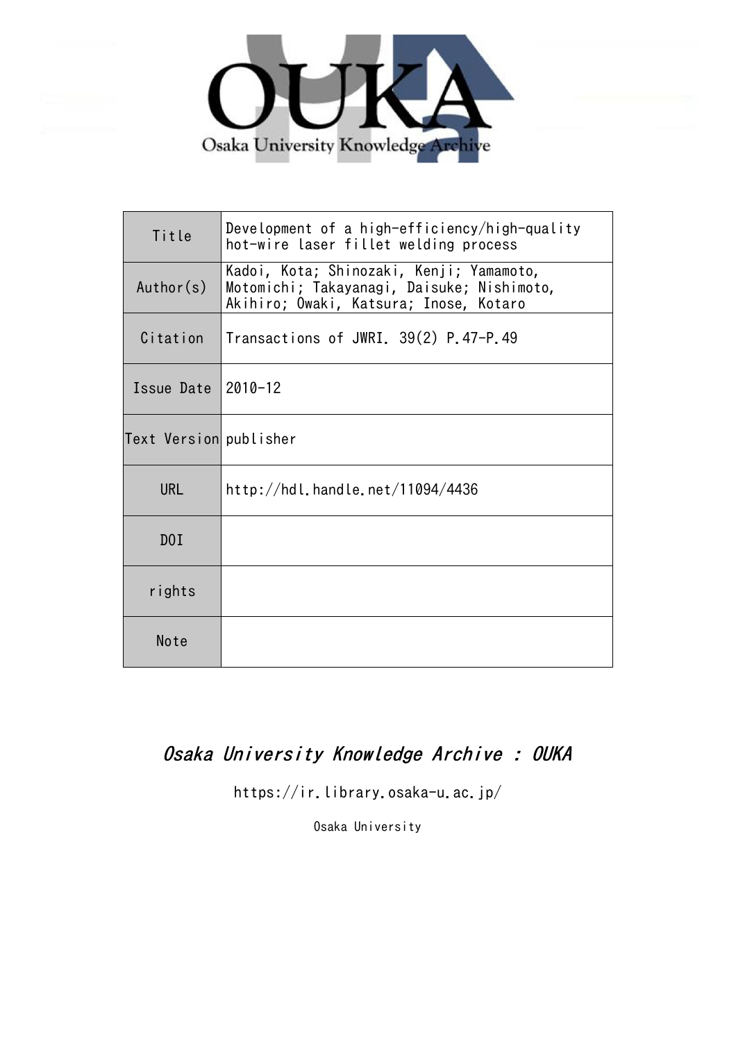Osaka University Knowledge Archive

| Title | Development of a high-efficiency/high-quality hot-wire laser fillet welding process |
|---|---|
| Author(s) | Kadoi, Kota; Shinozaki, Kenji; Yamamoto, Motomichi; Takayanagi, Daisuke; Nishimoto, Akihiro; Owaki, Katsura; Inose, Kotaro |
| Citation | Transactions of JWRI. 39(2) P.47-P.49 |
| Issue Date | 2010-12 |
| Text Version | publisher |
| URL | http://hdl.handle.net/11094/4436 |
| DOI | |
| rights | |
| Note | |

*Osaka University Knowledge Archive : OUKA*

https://ir.library.osaka-u.ac.jp/

Osaka University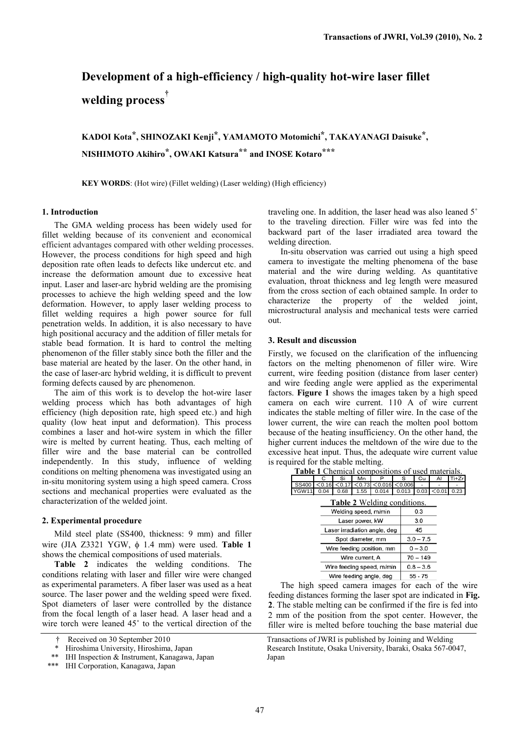# Development of a high-efficiency / high-quality hot-wire laser fillet welding process†

**KADOI Kota\*, SHINOZAKI Kenji\*, YAMAMOTO Motomichi\*, TAKAYANAGI Daisuke\*, NISHIMOTO Akihiro\*, OWAKI Katsura\*\* and INOSE Kotaro\*\*\***

**KEY WORDS**: (Hot wire) (Fillet welding) (Laser welding) (High efficiency)

## 1. Introduction

The GMA welding process has been widely used for fillet welding because of its convenient and economical efficient advantages compared with other welding processes. However, the process conditions for high speed and high deposition rate often leads to defects like undercut etc. and increase the deformation amount due to excessive heat input. Laser and laser-arc hybrid welding are the promising processes to achieve the high welding speed and the low deformation. However, to apply laser welding process to fillet welding requires a high power source for full penetration welds. In addition, it is also necessary to have high positional accuracy and the addition of filler metals for stable bead formation. It is hard to control the melting phenomenon of the filler stably since both the filler and the base material are heated by the laser. On the other hand, in the case of laser-arc hybrid welding, it is difficult to prevent forming defects caused by arc phenomenon.

The aim of this work is to develop the hot-wire laser welding process which has both advantages of high efficiency (high deposition rate, high speed etc.) and high quality (low heat input and deformation). This process combines a laser and hot-wire system in which the filler wire is melted by current heating. Thus, each melting of filler wire and the base material can be controlled independently. In this study, influence of welding conditions on melting phenomena was investigated using an in-situ monitoring system using a high speed camera. Cross sections and mechanical properties were evaluated as the characterization of the welded joint.

## 2. Experimental procedure

Mild steel plate (SS400, thickness: 9 mm) and filler wire (JIA Z3321 YGW, ϕ 1.4 mm) were used. **Table 1** shows the chemical compositions of used materials.

**Table 2** indicates the welding conditions. The conditions relating with laser and filler wire were changed as experimental parameters. A fiber laser was used as a heat source. The laser power and the welding speed were fixed. Spot diameters of laser were controlled by the distance from the focal length of a laser head. A laser head and a wire torch were leaned 45˚ to the vertical direction of the traveling one. In addition, the laser head was also leaned 5˚ to the traveling direction. Filler wire was fed into the backward part of the laser irradiated area toward the welding direction.

In-situ observation was carried out using a high speed camera to investigate the melting phenomena of the base material and the wire during welding. As quantitative evaluation, throat thickness and leg length were measured from the cross section of each obtained sample. In order to characterize the property of the welded joint, microstructural analysis and mechanical tests were carried out.

## 3. Result and discussion

Firstly, we focused on the clarification of the influencing factors on the melting phenomenon of filler wire. Wire current, wire feeding position (distance from laser center) and wire feeding angle were applied as the experimental factors. **Figure 1** shows the images taken by a high speed camera on each wire current. 110 A of wire current indicates the stable melting of filler wire. In the case of the lower current, the wire can reach the molten pool bottom because of the heating insufficiency. On the other hand, the higher current induces the meltdown of the wire due to the excessive heat input. Thus, the adequate wire current value is required for the stable melting.

**Table 1** Chemical compositions of used materials.

| | C | Si | Mn | P | S | Cu | Al | Ti+Zr |
|---|---|---|---|---|---|---|---|---|
| SS400 | <0.16 | <0.17 | <0.73 | <0.016 | <0.006 | - | - | - |
| YGW11 | 0.04 | 0.68 | 1.55 | 0.014 | 0.013 | 0.03 | <0.01 | 0.23 |

**Table 2** Welding conditions.

| | |
|---|---|
| Welding speed, m/min | 0.3 |
| Laser power, kW | 3.0 |
| Laser irradiation angle, deg | 45 |
| Spot diameter, mm | 3.0 – 7.5 |
| Wire feeding position, mm | 0 – 3.0 |
| Wire current, A | 70 – 149 |
| Wire feeding speed, m/min | 0.8 – 3.6 |
| Wire feeding angle, deg | 55 - 75 |

The high speed camera images for each of the wire feeding distances forming the laser spot are indicated in **Fig. 2**. The stable melting can be confirmed if the fire is fed into 2 mm of the position from the spot center. However, the filler wire is melted before touching the base material due

---

† Received on 30 September 2010

\* Hiroshima University, Hiroshima, Japan

\*\* IHI Inspection & Instrument, Kanagawa, Japan

\*\*\* IHI Corporation, Kanagawa, Japan

Transactions of JWRI is published by Joining and Welding Research Institute, Osaka University, Ibaraki, Osaka 567-0047, Japan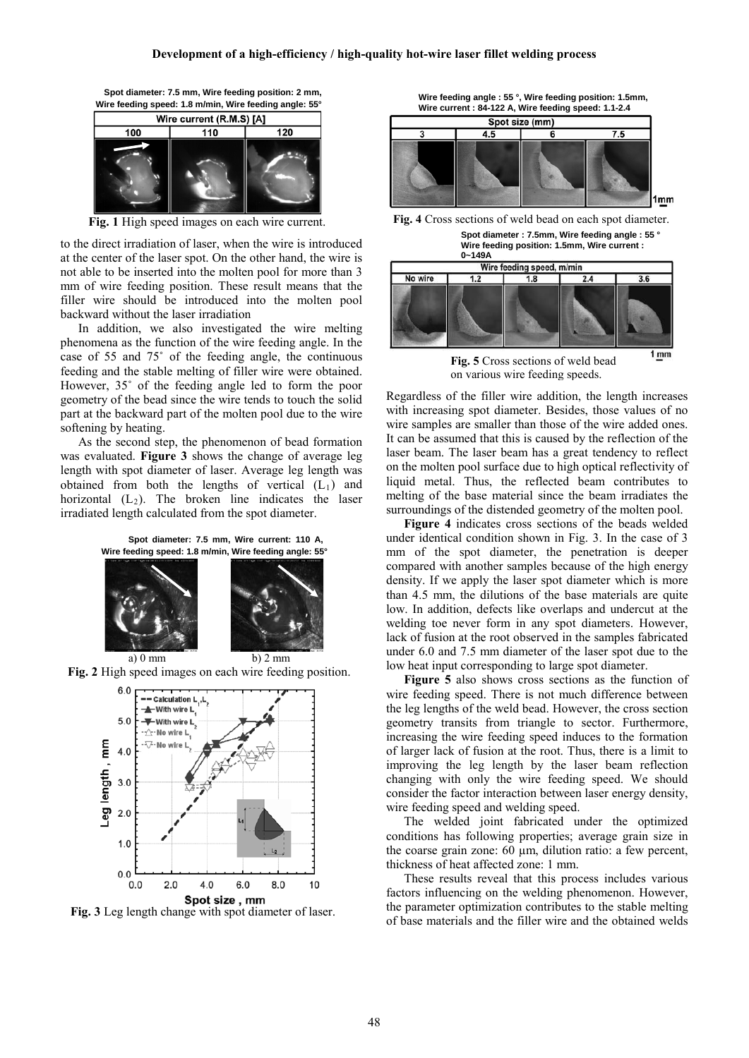**Spot diameter: 7.5 mm, Wire feeding position: 2 mm, Wire feeding speed: 1.8 m/min, Wire feeding angle: 55°**

| Wire current (R.M.S) [A] | | |
|---|---|---|
| 100 | 110 | 120 |

**Fig. 1** High speed images on each wire current.

to the direct irradiation of laser, when the wire is introduced at the center of the laser spot. On the other hand, the wire is not able to be inserted into the molten pool for more than 3 mm of wire feeding position. These result means that the filler wire should be introduced into the molten pool backward without the laser irradiation

In addition, we also investigated the wire melting phenomena as the function of the wire feeding angle. In the case of 55 and 75˚ of the feeding angle, the continuous feeding and the stable melting of filler wire were obtained. However, 35˚ of the feeding angle led to form the poor geometry of the bead since the wire tends to touch the solid part at the backward part of the molten pool due to the wire softening by heating.

As the second step, the phenomenon of bead formation was evaluated. **Figure 3** shows the change of average leg length with spot diameter of laser. Average leg length was obtained from both the lengths of vertical ($L_1$) and horizontal ($L_2$). The broken line indicates the laser irradiated length calculated from the spot diameter.

**Spot diameter: 7.5 mm, Wire current: 110 A, Wire feeding speed: 1.8 m/min, Wire feeding angle: 55°**

a) 0 mm b) 2 mm

**Fig. 2** High speed images on each wire feeding position.

**Fig. 3** Leg length change with spot diameter of laser.

**Wire feeding angle : 55 °, Wire feeding position: 1.5mm, Wire current : 84-122 A, Wire feeding speed: 1.1-2.4**

| Spot size (mm) | | | |
|---|---|---|---|
| 3 | 4.5 | 6 | 7.5 |

**Fig. 4** Cross sections of weld bead on each spot diameter.

**Spot diameter : 7.5mm, Wire feeding angle : 55 ° Wire feeding position: 1.5mm, Wire current : 0~149A**

| Wire feeding speed, m/min | | | | |
|---|---|---|---|---|
| No wire | 1.2 | 1.8 | 2.4 | 3.6 |

**Fig. 5** Cross sections of weld bead on various wire feeding speeds.

Regardless of the filler wire addition, the length increases with increasing spot diameter. Besides, those values of no wire samples are smaller than those of the wire added ones. It can be assumed that this is caused by the reflection of the laser beam. The laser beam has a great tendency to reflect on the molten pool surface due to high optical reflectivity of liquid metal. Thus, the reflected beam contributes to melting of the base material since the beam irradiates the surroundings of the distended geometry of the molten pool.

**Figure 4** indicates cross sections of the beads welded under identical condition shown in Fig. 3. In the case of 3 mm of the spot diameter, the penetration is deeper compared with another samples because of the high energy density. If we apply the laser spot diameter which is more than 4.5 mm, the dilutions of the base materials are quite low. In addition, defects like overlaps and undercut at the welding toe never form in any spot diameters. However, lack of fusion at the root observed in the samples fabricated under 6.0 and 7.5 mm diameter of the laser spot due to the low heat input corresponding to large spot diameter.

**Figure 5** also shows cross sections as the function of wire feeding speed. There is not much difference between the leg lengths of the weld bead. However, the cross section geometry transits from triangle to sector. Furthermore, increasing the wire feeding speed induces to the formation of larger lack of fusion at the root. Thus, there is a limit to improving the leg length by the laser beam reflection changing with only the wire feeding speed. We should consider the factor interaction between laser energy density, wire feeding speed and welding speed.

The welded joint fabricated under the optimized conditions has following properties; average grain size in the coarse grain zone: 60 μm, dilution ratio: a few percent, thickness of heat affected zone: 1 mm.

These results reveal that this process includes various factors influencing on the welding phenomenon. However, the parameter optimization contributes to the stable melting of base materials and the filler wire and the obtained welds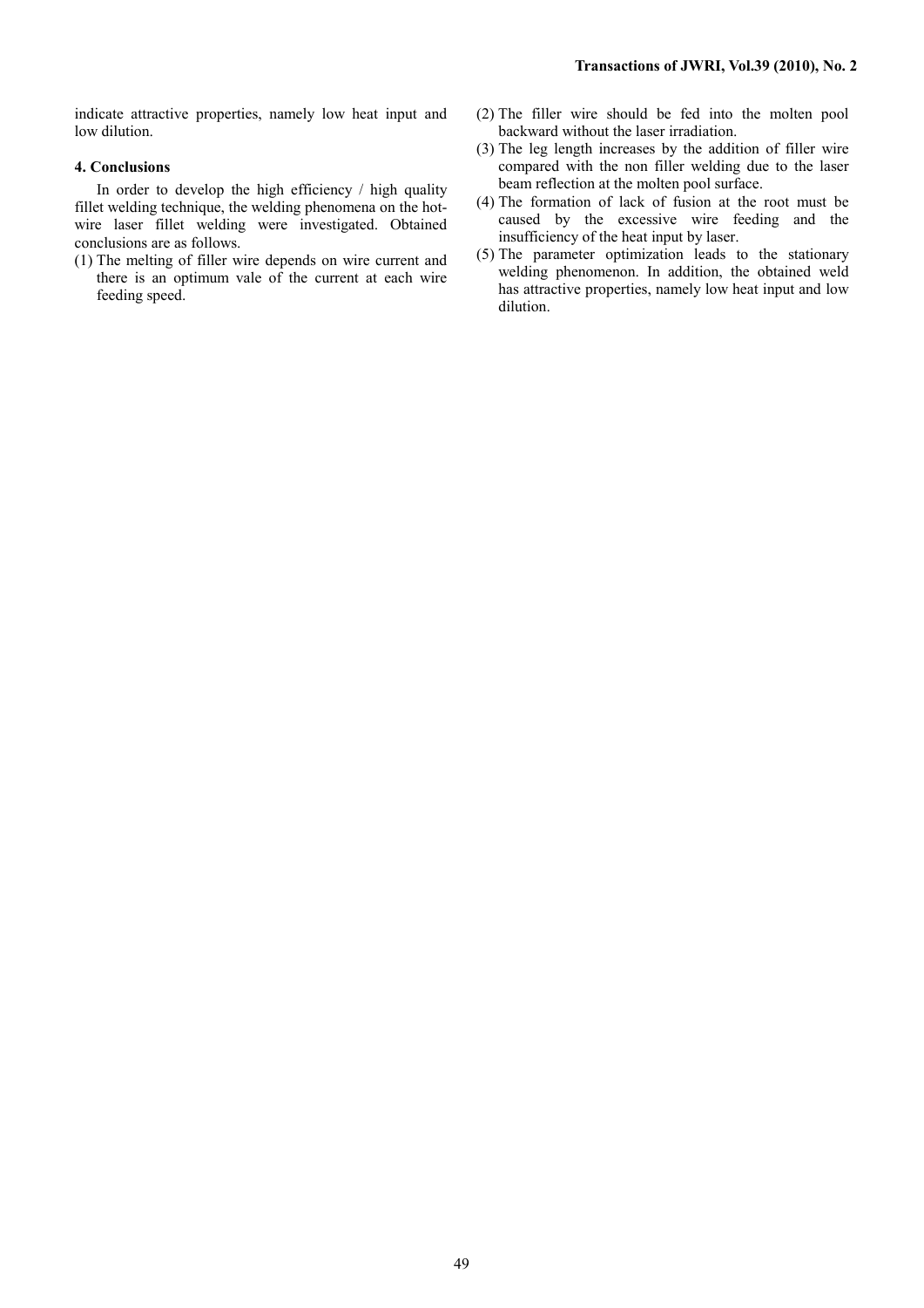indicate attractive properties, namely low heat input and low dilution.

## 4. Conclusions

In order to develop the high efficiency / high quality fillet welding technique, the welding phenomena on the hot-wire laser fillet welding were investigated. Obtained conclusions are as follows.

(1) The melting of filler wire depends on wire current and there is an optimum vale of the current at each wire feeding speed.

(2) The filler wire should be fed into the molten pool backward without the laser irradiation.

(3) The leg length increases by the addition of filler wire compared with the non filler welding due to the laser beam reflection at the molten pool surface.

(4) The formation of lack of fusion at the root must be caused by the excessive wire feeding and the insufficiency of the heat input by laser.

(5) The parameter optimization leads to the stationary welding phenomenon. In addition, the obtained weld has attractive properties, namely low heat input and low dilution.